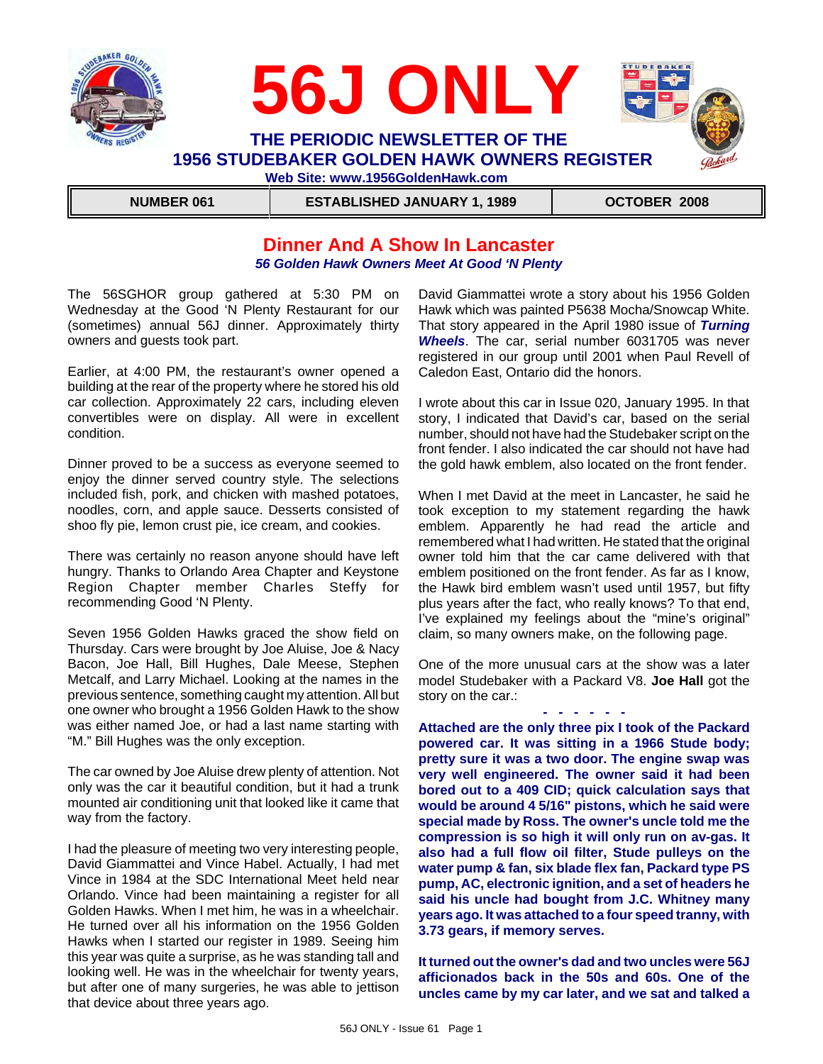# 56J ONLY

## THE PERIODIC NEWSLETTER OF THE 1956 STUDEBAKER GOLDEN HAWK OWNERS REGISTER

**Web Site: www.1956GoldenHawk.com**

| NUMBER 061 | ESTABLISHED JANUARY 1, 1989 | OCTOBER 2008 |
|---|---|---|

## Dinner And A Show In Lancaster

***56 Golden Hawk Owners Meet At Good 'N Plenty***

The 56SGHOR group gathered at 5:30 PM on Wednesday at the Good 'N Plenty Restaurant for our (sometimes) annual 56J dinner. Approximately thirty owners and guests took part.

Earlier, at 4:00 PM, the restaurant's owner opened a building at the rear of the property where he stored his old car collection. Approximately 22 cars, including eleven convertibles were on display. All were in excellent condition.

Dinner proved to be a success as everyone seemed to enjoy the dinner served country style. The selections included fish, pork, and chicken with mashed potatoes, noodles, corn, and apple sauce. Desserts consisted of shoo fly pie, lemon crust pie, ice cream, and cookies.

There was certainly no reason anyone should have left hungry. Thanks to Orlando Area Chapter and Keystone Region Chapter member Charles Steffy for recommending Good 'N Plenty.

Seven 1956 Golden Hawks graced the show field on Thursday. Cars were brought by Joe Aluise, Joe & Nacy Bacon, Joe Hall, Bill Hughes, Dale Meese, Stephen Metcalf, and Larry Michael. Looking at the names in the previous sentence, something caught my attention. All but one owner who brought a 1956 Golden Hawk to the show was either named Joe, or had a last name starting with "M." Bill Hughes was the only exception.

The car owned by Joe Aluise drew plenty of attention. Not only was the car it beautiful condition, but it had a trunk mounted air conditioning unit that looked like it came that way from the factory.

I had the pleasure of meeting two very interesting people, David Giammattei and Vince Habel. Actually, I had met Vince in 1984 at the SDC International Meet held near Orlando. Vince had been maintaining a register for all Golden Hawks. When I met him, he was in a wheelchair. He turned over all his information on the 1956 Golden Hawks when I started our register in 1989. Seeing him this year was quite a surprise, as he was standing tall and looking well. He was in the wheelchair for twenty years, but after one of many surgeries, he was able to jettison that device about three years ago.

David Giammattei wrote a story about his 1956 Golden Hawk which was painted P5638 Mocha/Snowcap White. That story appeared in the April 1980 issue of ***Turning Wheels***. The car, serial number 6031705 was never registered in our group until 2001 when Paul Revell of Caledon East, Ontario did the honors.

I wrote about this car in Issue 020, January 1995. In that story, I indicated that David's car, based on the serial number, should not have had the Studebaker script on the front fender. I also indicated the car should not have had the gold hawk emblem, also located on the front fender.

When I met David at the meet in Lancaster, he said he took exception to my statement regarding the hawk emblem. Apparently he had read the article and remembered what I had written. He stated that the original owner told him that the car came delivered with that emblem positioned on the front fender. As far as I know, the Hawk bird emblem wasn't used until 1957, but fifty plus years after the fact, who really knows? To that end, I've explained my feelings about the "mine's original" claim, so many owners make, on the following page.

One of the more unusual cars at the show was a later model Studebaker with a Packard V8. **Joe Hall** got the story on the car.:

\- - - - - -

**Attached are the only three pix I took of the Packard powered car. It was sitting in a 1966 Stude body; pretty sure it was a two door. The engine swap was very well engineered. The owner said it had been bored out to a 409 CID; quick calculation says that would be around 4 5/16" pistons, which he said were special made by Ross. The owner's uncle told me the compression is so high it will only run on av-gas. It also had a full flow oil filter, Stude pulleys on the water pump & fan, six blade flex fan, Packard type PS pump, AC, electronic ignition, and a set of headers he said his uncle had bought from J.C. Whitney many years ago. It was attached to a four speed tranny, with 3.73 gears, if memory serves.**

**It turned out the owner's dad and two uncles were 56J afficionados back in the 50s and 60s. One of the uncles came by my car later, and we sat and talked a**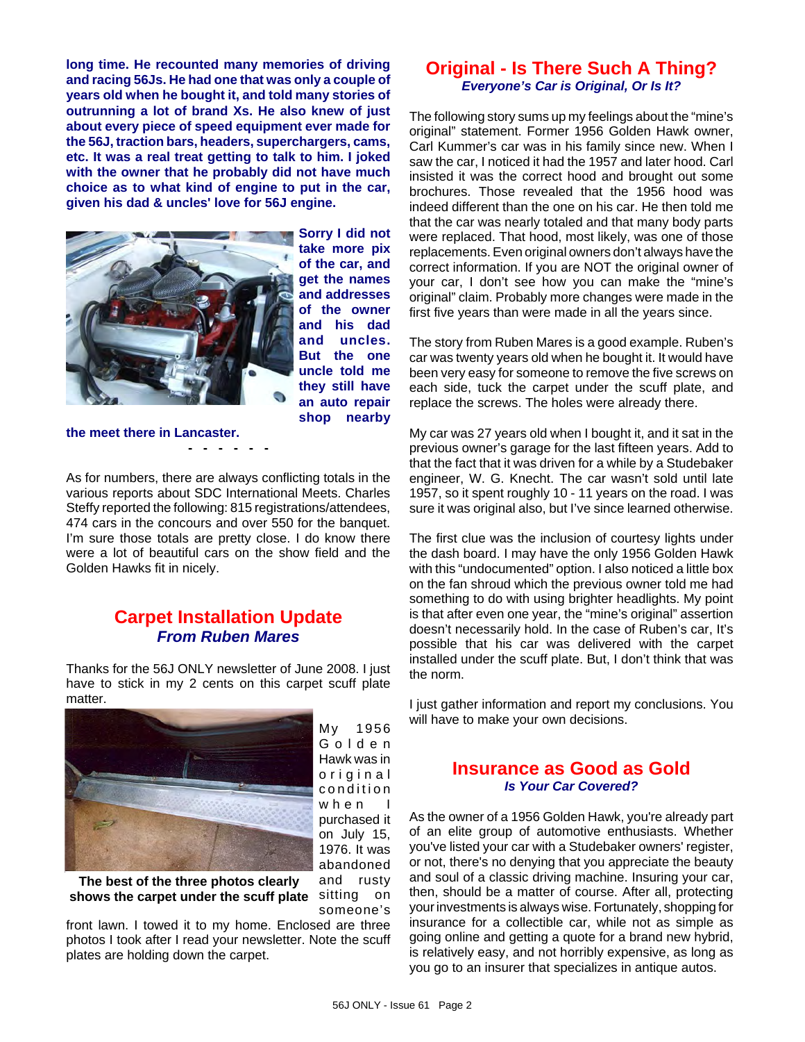**long time. He recounted many memories of driving and racing 56Js. He had one that was only a couple of years old when he bought it, and told many stories of outrunning a lot of brand Xs. He also knew of just about every piece of speed equipment ever made for the 56J, traction bars, headers, superchargers, cams, etc. It was a real treat getting to talk to him. I joked with the owner that he probably did not have much choice as to what kind of engine to put in the car, given his dad & uncles' love for 56J engine.**

**Sorry I did not take more pix of the car, and get the names and addresses of the owner and his dad and uncles. But the one uncle told me they still have an auto repair shop nearby the meet there in Lancaster.**

\- - - - - -

As for numbers, there are always conflicting totals in the various reports about SDC International Meets. Charles Steffy reported the following: 815 registrations/attendees, 474 cars in the concours and over 550 for the banquet. I'm sure those totals are pretty close. I do know there were a lot of beautiful cars on the show field and the Golden Hawks fit in nicely.

## Carpet Installation Update

***From Ruben Mares***

Thanks for the 56J ONLY newsletter of June 2008. I just have to stick in my 2 cents on this carpet scuff plate matter.

My 1956 Golden Hawk was in original condition when I purchased it on July 15, 1976. It was abandoned and rusty sitting on someone's front lawn. I towed it to my home. Enclosed are three photos I took after I read your newsletter. Note the scuff plates are holding down the carpet.

**The best of the three photos clearly shows the carpet under the scuff plate**

## Original - Is There Such A Thing?

***Everyone's Car is Original, Or Is It?***

The following story sums up my feelings about the "mine's original" statement. Former 1956 Golden Hawk owner, Carl Kummer's car was in his family since new. When I saw the car, I noticed it had the 1957 and later hood. Carl insisted it was the correct hood and brought out some brochures. Those revealed that the 1956 hood was indeed different than the one on his car. He then told me that the car was nearly totaled and that many body parts were replaced. That hood, most likely, was one of those replacements. Even original owners don't always have the correct information. If you are NOT the original owner of your car, I don't see how you can make the "mine's original" claim. Probably more changes were made in the first five years than were made in all the years since.

The story from Ruben Mares is a good example. Ruben's car was twenty years old when he bought it. It would have been very easy for someone to remove the five screws on each side, tuck the carpet under the scuff plate, and replace the screws. The holes were already there.

My car was 27 years old when I bought it, and it sat in the previous owner's garage for the last fifteen years. Add to that the fact that it was driven for a while by a Studebaker engineer, W. G. Knecht. The car wasn't sold until late 1957, so it spent roughly 10 - 11 years on the road. I was sure it was original also, but I've since learned otherwise.

The first clue was the inclusion of courtesy lights under the dash board. I may have the only 1956 Golden Hawk with this "undocumented" option. I also noticed a little box on the fan shroud which the previous owner told me had something to do with using brighter headlights. My point is that after even one year, the "mine's original" assertion doesn't necessarily hold. In the case of Ruben's car, It's possible that his car was delivered with the carpet installed under the scuff plate. But, I don't think that was the norm.

I just gather information and report my conclusions. You will have to make your own decisions.

## Insurance as Good as Gold

***Is Your Car Covered?***

As the owner of a 1956 Golden Hawk, you're already part of an elite group of automotive enthusiasts. Whether you've listed your car with a Studebaker owners' register, or not, there's no denying that you appreciate the beauty and soul of a classic driving machine. Insuring your car, then, should be a matter of course. After all, protecting your investments is always wise. Fortunately, shopping for insurance for a collectible car, while not as simple as going online and getting a quote for a brand new hybrid, is relatively easy, and not horribly expensive, as long as you go to an insurer that specializes in antique autos.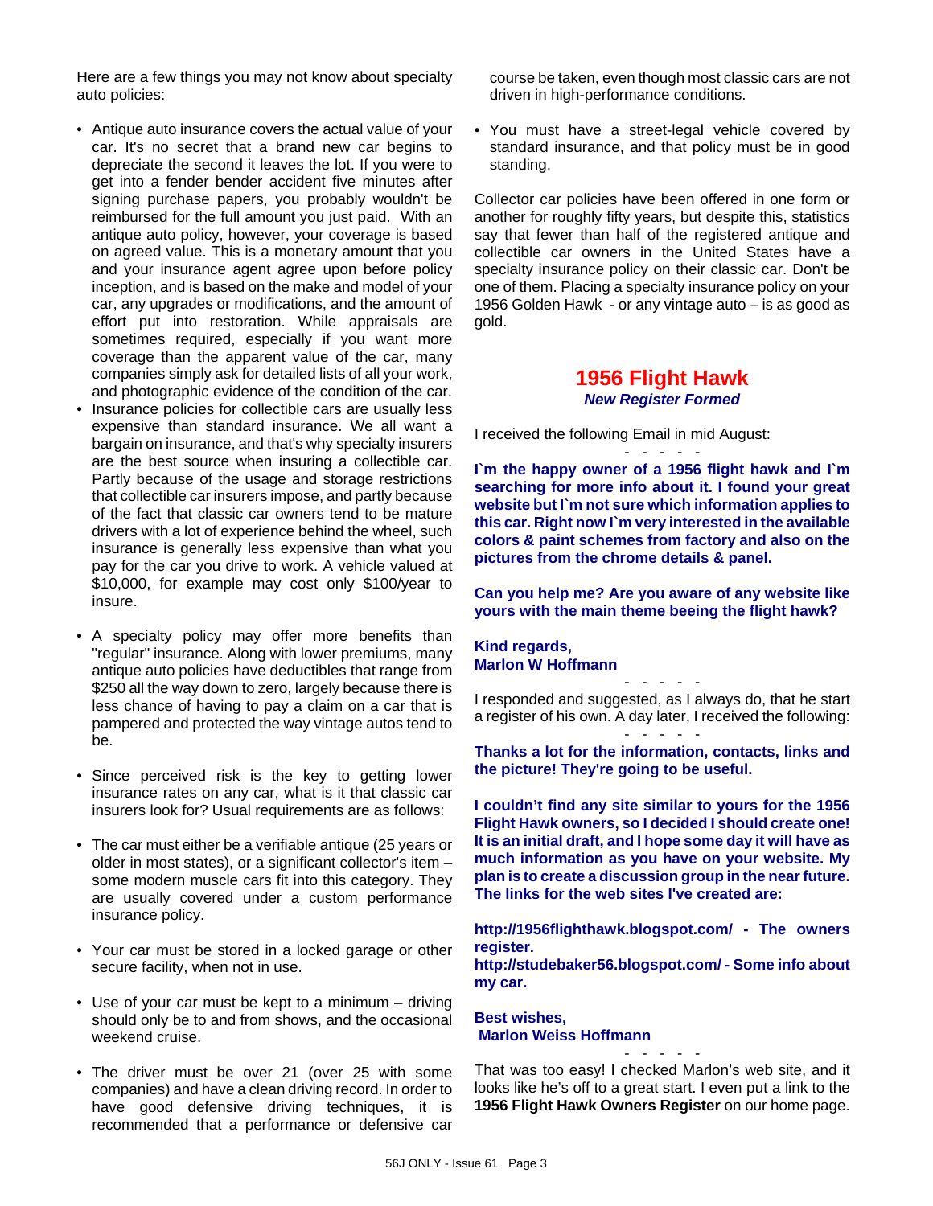Here are a few things you may not know about specialty auto policies:

- Antique auto insurance covers the actual value of your car. It's no secret that a brand new car begins to depreciate the second it leaves the lot. If you were to get into a fender bender accident five minutes after signing purchase papers, you probably wouldn't be reimbursed for the full amount you just paid. With an antique auto policy, however, your coverage is based on agreed value. This is a monetary amount that you and your insurance agent agree upon before policy inception, and is based on the make and model of your car, any upgrades or modifications, and the amount of effort put into restoration. While appraisals are sometimes required, especially if you want more coverage than the apparent value of the car, many companies simply ask for detailed lists of all your work, and photographic evidence of the condition of the car.
- Insurance policies for collectible cars are usually less expensive than standard insurance. We all want a bargain on insurance, and that's why specialty insurers are the best source when insuring a collectible car. Partly because of the usage and storage restrictions that collectible car insurers impose, and partly because of the fact that classic car owners tend to be mature drivers with a lot of experience behind the wheel, such insurance is generally less expensive than what you pay for the car you drive to work. A vehicle valued at $10,000, for example may cost only $100/year to insure.
- A specialty policy may offer more benefits than "regular" insurance. Along with lower premiums, many antique auto policies have deductibles that range from $250 all the way down to zero, largely because there is less chance of having to pay a claim on a car that is pampered and protected the way vintage autos tend to be.
- Since perceived risk is the key to getting lower insurance rates on any car, what is it that classic car insurers look for? Usual requirements are as follows:
- The car must either be a verifiable antique (25 years or older in most states), or a significant collector's item – some modern muscle cars fit into this category. They are usually covered under a custom performance insurance policy.
- Your car must be stored in a locked garage or other secure facility, when not in use.
- Use of your car must be kept to a minimum – driving should only be to and from shows, and the occasional weekend cruise.
- The driver must be over 21 (over 25 with some companies) and have a clean driving record. In order to have good defensive driving techniques, it is recommended that a performance or defensive car course be taken, even though most classic cars are not driven in high-performance conditions.
- You must have a street-legal vehicle covered by standard insurance, and that policy must be in good standing.

Collector car policies have been offered in one form or another for roughly fifty years, but despite this, statistics say that fewer than half of the registered antique and collectible car owners in the United States have a specialty insurance policy on their classic car. Don't be one of them. Placing a specialty insurance policy on your 1956 Golden Hawk - or any vintage auto – is as good as gold.

## 1956 Flight Hawk

***New Register Formed***

I received the following Email in mid August:

\- - - - -

**I`m the happy owner of a 1956 flight hawk and I`m searching for more info about it. I found your great website but I`m not sure which information applies to this car. Right now I`m very interested in the available colors & paint schemes from factory and also on the pictures from the chrome details & panel.**

**Can you help me? Are you aware of any website like yours with the main theme beeing the flight hawk?**

**Kind regards,**
**Marlon W Hoffmann**

\- - - - -

I responded and suggested, as I always do, that he start a register of his own. A day later, I received the following:

\- - - - -

**Thanks a lot for the information, contacts, links and the picture! They're going to be useful.**

**I couldn't find any site similar to yours for the 1956 Flight Hawk owners, so I decided I should create one! It is an initial draft, and I hope some day it will have as much information as you have on your website. My plan is to create a discussion group in the near future. The links for the web sites I've created are:**

**http://1956flighthawk.blogspot.com/ - The owners register.**
**http://studebaker56.blogspot.com/ - Some info about my car.**

**Best wishes,**
**Marlon Weiss Hoffmann**

\- - - - -

That was too easy! I checked Marlon's web site, and it looks like he's off to a great start. I even put a link to the **1956 Flight Hawk Owners Register** on our home page.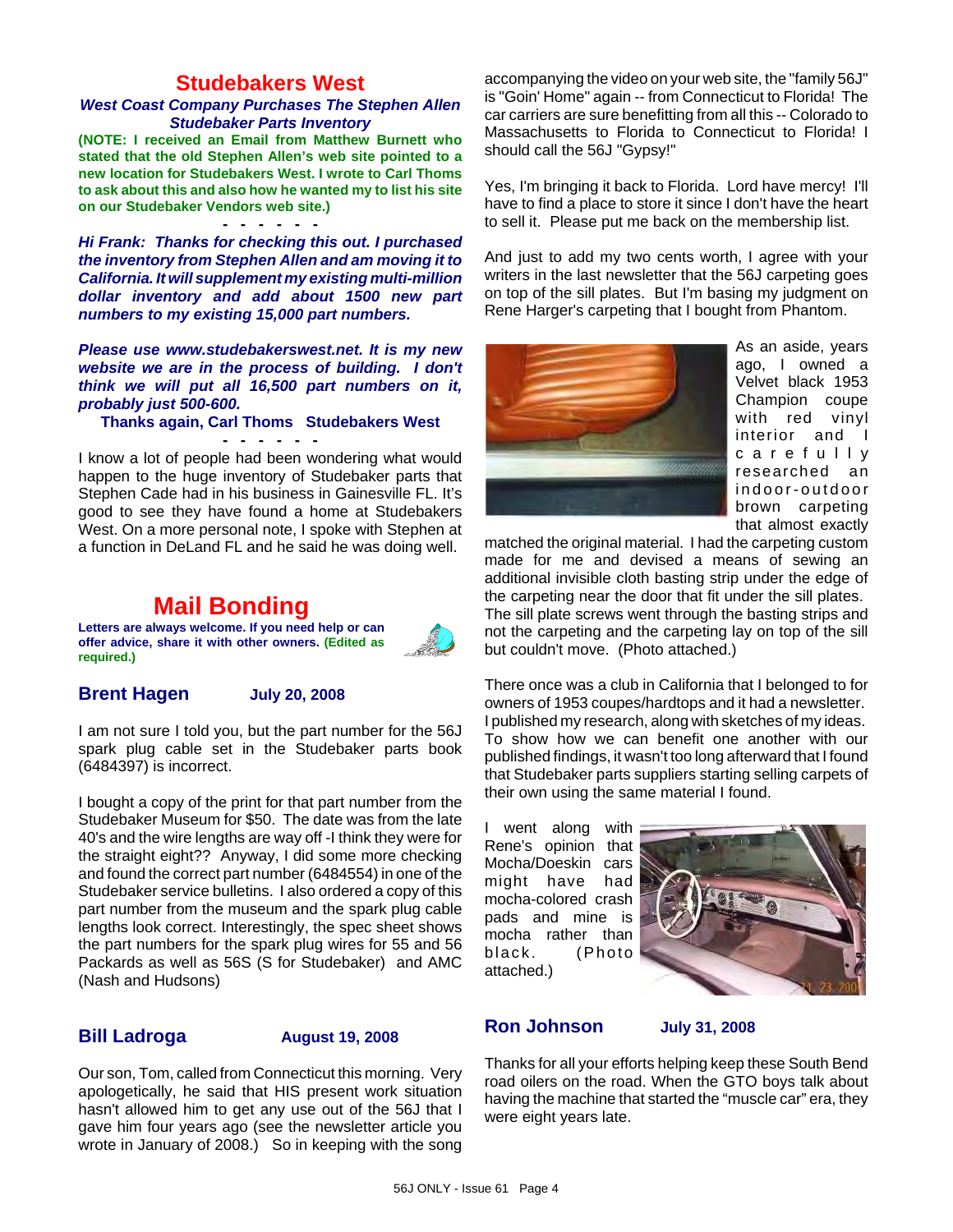## Studebakers West

***West Coast Company Purchases The Stephen Allen Studebaker Parts Inventory***

**(NOTE: I received an Email from Matthew Burnett who stated that the old Stephen Allen's web site pointed to a new location for Studebakers West. I wrote to Carl Thoms to ask about this and also how he wanted my to list his site on our Studebaker Vendors web site.)**

\- - - - - -

***Hi Frank: Thanks for checking this out. I purchased the inventory from Stephen Allen and am moving it to California. It will supplement my existing multi-million dollar inventory and add about 1500 new part numbers to my existing 15,000 part numbers.***

***Please use www.studebakerswest.net. It is my new website we are in the process of building. I don't think we will put all 16,500 part numbers on it, probably just 500-600.***

**Thanks again, Carl Thoms Studebakers West**

\- - - - - -

I know a lot of people had been wondering what would happen to the huge inventory of Studebaker parts that Stephen Cade had in his business in Gainesville FL. It's good to see they have found a home at Studebakers West. On a more personal note, I spoke with Stephen at a function in DeLand FL and he said he was doing well.

## Mail Bonding

**Letters are always welcome. If you need help or can offer advice, share it with other owners. (Edited as required.)**

### Brent Hagen — July 20, 2008

I am not sure I told you, but the part number for the 56J spark plug cable set in the Studebaker parts book (6484397) is incorrect.

I bought a copy of the print for that part number from the Studebaker Museum for $50. The date was from the late 40's and the wire lengths are way off -I think they were for the straight eight?? Anyway, I did some more checking and found the correct part number (6484554) in one of the Studebaker service bulletins. I also ordered a copy of this part number from the museum and the spark plug cable lengths look correct. Interestingly, the spec sheet shows the part numbers for the spark plug wires for 55 and 56 Packards as well as 56S (S for Studebaker) and AMC (Nash and Hudsons)

### Bill Ladroga — August 19, 2008

Our son, Tom, called from Connecticut this morning. Very apologetically, he said that HIS present work situation hasn't allowed him to get any use out of the 56J that I gave him four years ago (see the newsletter article you wrote in January of 2008.) So in keeping with the song accompanying the video on your web site, the "family 56J" is "Goin' Home" again -- from Connecticut to Florida! The car carriers are sure benefitting from all this -- Colorado to Massachusetts to Florida to Connecticut to Florida! I should call the 56J "Gypsy!"

Yes, I'm bringing it back to Florida. Lord have mercy! I'll have to find a place to store it since I don't have the heart to sell it. Please put me back on the membership list.

And just to add my two cents worth, I agree with your writers in the last newsletter that the 56J carpeting goes on top of the sill plates. But I'm basing my judgment on Rene Harger's carpeting that I bought from Phantom.

As an aside, years ago, I owned a Velvet black 1953 Champion coupe with red vinyl interior and I carefully researched an indoor-outdoor brown carpeting that almost exactly matched the original material. I had the carpeting custom made for me and devised a means of sewing an additional invisible cloth basting strip under the edge of the carpeting near the door that fit under the sill plates. The sill plate screws went through the basting strips and not the carpeting and the carpeting lay on top of the sill but couldn't move. (Photo attached.)

There once was a club in California that I belonged to for owners of 1953 coupes/hardtops and it had a newsletter. I published my research, along with sketches of my ideas. To show how we can benefit one another with our published findings, it wasn't too long afterward that I found that Studebaker parts suppliers starting selling carpets of their own using the same material I found.

I went along with Rene's opinion that Mocha/Doeskin cars might have had mocha-colored crash pads and mine is mocha rather than black. (Photo attached.)

### Ron Johnson — July 31, 2008

Thanks for all your efforts helping keep these South Bend road oilers on the road. When the GTO boys talk about having the machine that started the "muscle car" era, they were eight years late.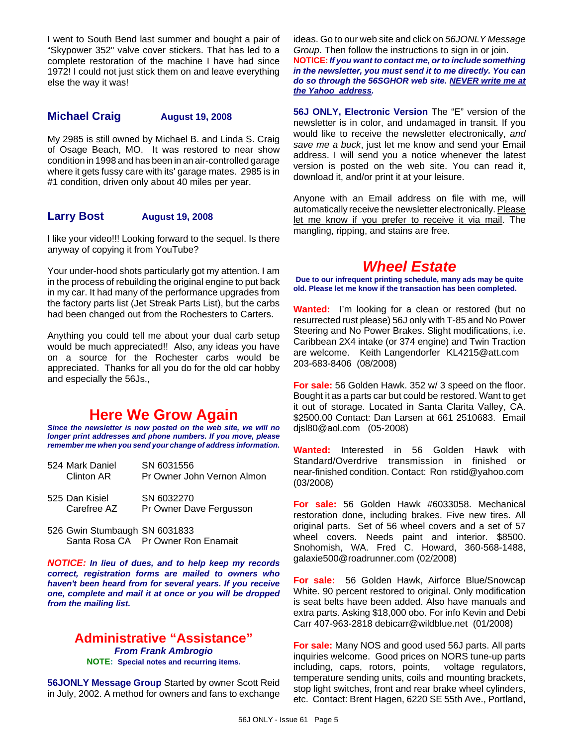I went to South Bend last summer and bought a pair of "Skypower 352" valve cover stickers. That has led to a complete restoration of the machine I have had since 1972! I could not just stick them on and leave everything else the way it was!

### Michael Craig — August 19, 2008

My 2985 is still owned by Michael B. and Linda S. Craig of Osage Beach, MO. It was restored to near show condition in 1998 and has been in an air-controlled garage where it gets fussy care with its' garage mates. 2985 is in #1 condition, driven only about 40 miles per year.

### Larry Bost — August 19, 2008

I like your video!!! Looking forward to the sequel. Is there anyway of copying it from YouTube?

Your under-hood shots particularly got my attention. I am in the process of rebuilding the original engine to put back in my car. It had many of the performance upgrades from the factory parts list (Jet Streak Parts List), but the carbs had been changed out from the Rochesters to Carters.

Anything you could tell me about your dual carb setup would be much appreciated!! Also, any ideas you have on a source for the Rochester carbs would be appreciated. Thanks for all you do for the old car hobby and especially the 56Js.,

## Here We Grow Again

***Since the newsletter is now posted on the web site, we will no longer print addresses and phone numbers. If you move, please remember me when you send your change of address information.***

524 Mark Daniel — SN 6031556
Clinton AR — Pr Owner John Vernon Almon

525 Dan Kisiel — SN 6032270
Carefree AZ — Pr Owner Dave Fergusson

526 Gwin Stumbaugh — SN 6031833
Santa Rosa CA — Pr Owner Ron Enamait

***NOTICE: In lieu of dues, and to help keep my records correct, registration forms are mailed to owners who haven't been heard from for several years. If you receive one, complete and mail it at once or you will be dropped from the mailing list.***

## Administrative "Assistance"

***From Frank Ambrogio***

**NOTE: Special notes and recurring items.**

**56JONLY Message Group** Started by owner Scott Reid in July, 2002. A method for owners and fans to exchange ideas. Go to our web site and click on *56JONLY Message Group*. Then follow the instructions to sign in or join.
***NOTICE: If you want to contact me, or to include something in the newsletter, you must send it to me directly. You can do so through the 56SGHOR web site. NEVER write me at the Yahoo address.***

**56J ONLY, Electronic Version** The "E" version of the newsletter is in color, and undamaged in transit. If you would like to receive the newsletter electronically, *and save me a buck*, just let me know and send your Email address. I will send you a notice whenever the latest version is posted on the web site. You can read it, download it, and/or print it at your leisure.

Anyone with an Email address on file with me, will automatically receive the newsletter electronically. Please let me know if you prefer to receive it via mail. The mangling, ripping, and stains are free.

## *Wheel Estate*

**Due to our infrequent printing schedule, many ads may be quite old. Please let me know if the transaction has been completed.**

**Wanted:** I'm looking for a clean or restored (but no resurrected rust please) 56J only with T-85 and No Power Steering and No Power Brakes. Slight modifications, i.e. Caribbean 2X4 intake (or 374 engine) and Twin Traction are welcome. Keith Langendorfer KL4215@att.com 203-683-8406 (08/2008)

**For sale:** 56 Golden Hawk. 352 w/ 3 speed on the floor. Bought it as a parts car but could be restored. Want to get it out of storage. Located in Santa Clarita Valley, CA. $2500.00 Contact: Dan Larsen at 661 2510683. Email djsl80@aol.com (05-2008)

**Wanted:** Interested in 56 Golden Hawk with Standard/Overdrive transmission in finished or near-finished condition. Contact: Ron rstid@yahoo.com (03/2008)

**For sale:** 56 Golden Hawk #6033058. Mechanical restoration done, including brakes. Five new tires. All original parts. Set of 56 wheel covers and a set of 57 wheel covers. Needs paint and interior. $8500. Snohomish, WA. Fred C. Howard, 360-568-1488, galaxie500@roadrunner.com (02/2008)

**For sale:** 56 Golden Hawk, Airforce Blue/Snowcap White. 90 percent restored to original. Only modification is seat belts have been added. Also have manuals and extra parts. Asking $18,000 obo. For info Kevin and Debi Carr 407-963-2818 debicarr@wildblue.net (01/2008)

**For sale:** Many NOS and good used 56J parts. All parts inquiries welcome. Good prices on NORS tune-up parts including, caps, rotors, points, voltage regulators, temperature sending units, coils and mounting brackets, stop light switches, front and rear brake wheel cylinders, etc. Contact: Brent Hagen, 6220 SE 55th Ave., Portland,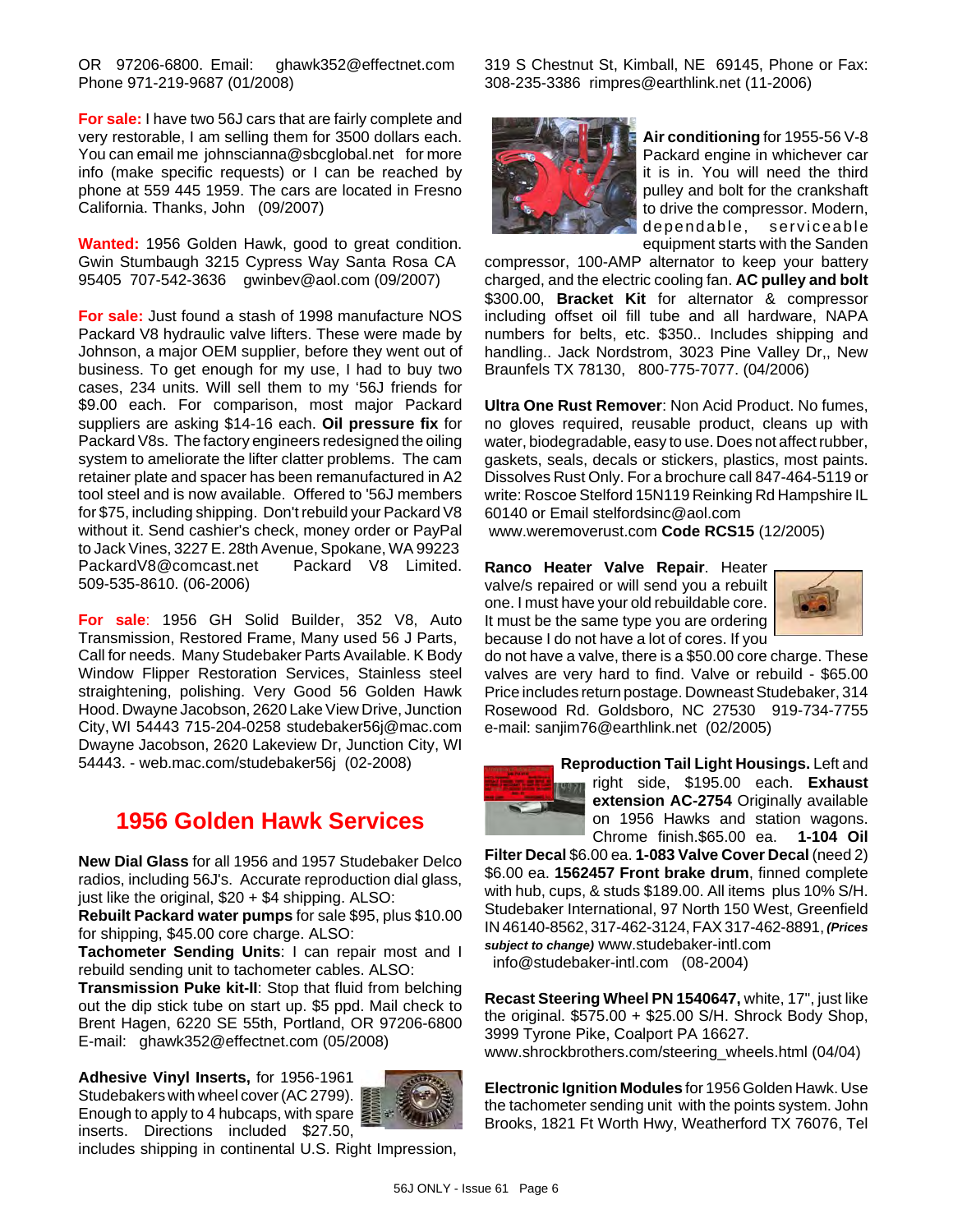OR 97206-6800. Email: ghawk352@effectnet.com Phone 971-219-9687 (01/2008)

**For sale:** I have two 56J cars that are fairly complete and very restorable, I am selling them for 3500 dollars each. You can email me johnscianna@sbcglobal.net for more info (make specific requests) or I can be reached by phone at 559 445 1959. The cars are located in Fresno California. Thanks, John (09/2007)

**Wanted:** 1956 Golden Hawk, good to great condition. Gwin Stumbaugh 3215 Cypress Way Santa Rosa CA 95405 707-542-3636 gwinbev@aol.com (09/2007)

**For sale:** Just found a stash of 1998 manufacture NOS Packard V8 hydraulic valve lifters. These were made by Johnson, a major OEM supplier, before they went out of business. To get enough for my use, I had to buy two cases, 234 units. Will sell them to my '56J friends for $9.00 each. For comparison, most major Packard suppliers are asking $14-16 each. **Oil pressure fix** for Packard V8s. The factory engineers redesigned the oiling system to ameliorate the lifter clatter problems. The cam retainer plate and spacer has been remanufactured in A2 tool steel and is now available. Offered to '56J members for $75, including shipping. Don't rebuild your Packard V8 without it. Send cashier's check, money order or PayPal to Jack Vines, 3227 E. 28th Avenue, Spokane, WA 99223 PackardV8@comcast.net Packard V8 Limited. 509-535-8610. (06-2006)

**For sale**: 1956 GH Solid Builder, 352 V8, Auto Transmission, Restored Frame, Many used 56 J Parts, Call for needs. Many Studebaker Parts Available. K Body Window Flipper Restoration Services, Stainless steel straightening, polishing. Very Good 56 Golden Hawk Hood. Dwayne Jacobson, 2620 Lake View Drive, Junction City, WI 54443 715-204-0258 studebaker56j@mac.com Dwayne Jacobson, 2620 Lakeview Dr, Junction City, WI 54443. - web.mac.com/studebaker56j (02-2008)

## 1956 Golden Hawk Services

**New Dial Glass** for all 1956 and 1957 Studebaker Delco radios, including 56J's. Accurate reproduction dial glass, just like the original, $20 + $4 shipping. ALSO:
**Rebuilt Packard water pumps** for sale $95, plus $10.00 for shipping, $45.00 core charge. ALSO:
**Tachometer Sending Units**: I can repair most and I rebuild sending unit to tachometer cables. ALSO:
**Transmission Puke kit-II**: Stop that fluid from belching out the dip stick tube on start up. $5 ppd. Mail check to Brent Hagen, 6220 SE 55th, Portland, OR 97206-6800 E-mail: ghawk352@effectnet.com (05/2008)

**Adhesive Vinyl Inserts,** for 1956-1961 Studebakers with wheel cover (AC 2799). Enough to apply to 4 hubcaps, with spare inserts. Directions included $27.50, includes shipping in continental U.S. Right Impression, 319 S Chestnut St, Kimball, NE 69145, Phone or Fax: 308-235-3386 rimpres@earthlink.net (11-2006)

**Air conditioning** for 1955-56 V-8 Packard engine in whichever car it is in. You will need the third pulley and bolt for the crankshaft to drive the compressor. Modern, dependable, serviceable equipment starts with the Sanden compressor, 100-AMP alternator to keep your battery charged, and the electric cooling fan. **AC pulley and bolt** $300.00, **Bracket Kit** for alternator & compressor including offset oil fill tube and all hardware, NAPA numbers for belts, etc. $350.. Includes shipping and handling.. Jack Nordstrom, 3023 Pine Valley Dr,, New Braunfels TX 78130, 800-775-7077. (04/2006)

**Ultra One Rust Remover**: Non Acid Product. No fumes, no gloves required, reusable product, cleans up with water, biodegradable, easy to use. Does not affect rubber, gaskets, seals, decals or stickers, plastics, most paints. Dissolves Rust Only. For a brochure call 847-464-5119 or write: Roscoe Stelford 15N119 Reinking Rd Hampshire IL 60140 or Email stelfordsinc@aol.com www.weremoverust.com **Code RCS15** (12/2005)

**Ranco Heater Valve Repair**. Heater valve/s repaired or will send you a rebuilt one. I must have your old rebuildable core. It must be the same type you are ordering because I do not have a lot of cores. If you do not have a valve, there is a $50.00 core charge. These valves are very hard to find. Valve or rebuild - $65.00 Price includes return postage. Downeast Studebaker, 314 Rosewood Rd. Goldsboro, NC 27530 919-734-7755 e-mail: sanjim76@earthlink.net (02/2005)

**Reproduction Tail Light Housings.** Left and right side, $195.00 each. **Exhaust extension AC-2754** Originally available on 1956 Hawks and station wagons. Chrome finish.$65.00 ea. **1-104 Oil Filter Decal** $6.00 ea. **1-083 Valve Cover Decal** (need 2) $6.00 ea. **1562457 Front brake drum**, finned complete with hub, cups, & studs $189.00. All items plus 10% S/H. Studebaker International, 97 North 150 West, Greenfield IN 46140-8562, 317-462-3124, FAX 317-462-8891, ***(Prices subject to change)*** www.studebaker-intl.com info@studebaker-intl.com (08-2004)

**Recast Steering Wheel PN 1540647,** white, 17", just like the original. $575.00 + $25.00 S/H. Shrock Body Shop, 3999 Tyrone Pike, Coalport PA 16627. www.shrockbrothers.com/steering_wheels.html (04/04)

**Electronic Ignition Modules** for 1956 Golden Hawk. Use the tachometer sending unit with the points system. John Brooks, 1821 Ft Worth Hwy, Weatherford TX 76076, Tel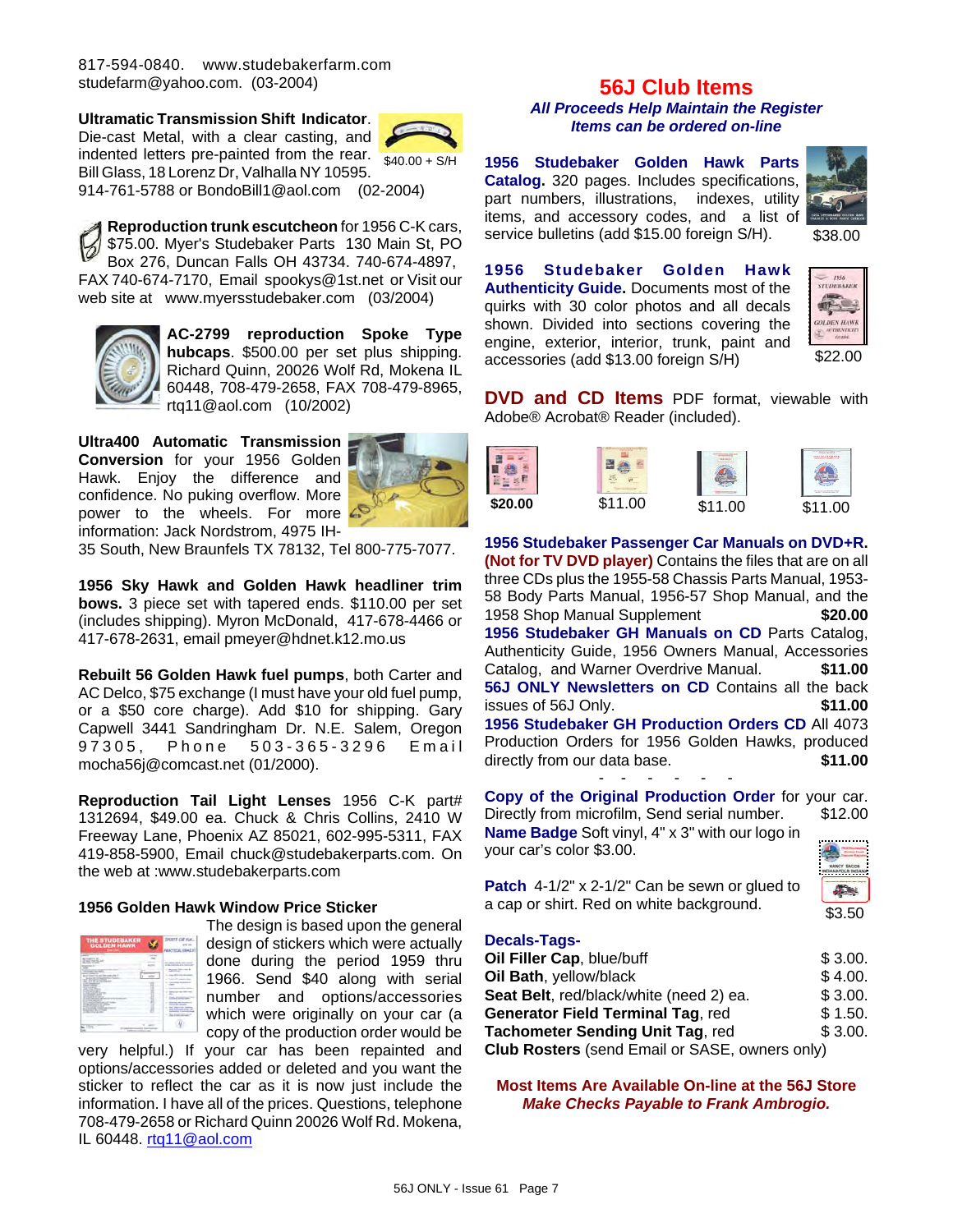817-594-0840. www.studebakerfarm.com studefarm@yahoo.com. (03-2004)

**Ultramatic Transmission Shift Indicator**. Die-cast Metal, with a clear casting, and indented letters pre-painted from the rear. $40.00 + S/H Bill Glass, 18 Lorenz Dr, Valhalla NY 10595. 914-761-5788 or BondoBill1@aol.com (02-2004)

**Reproduction trunk escutcheon** for 1956 C-K cars, $75.00. Myer's Studebaker Parts 130 Main St, PO Box 276, Duncan Falls OH 43734. 740-674-4897, FAX 740-674-7170, Email spookys@1st.net or Visit our web site at www.myersstudebaker.com (03/2004)

**AC-2799 reproduction Spoke Type hubcaps**. $500.00 per set plus shipping. Richard Quinn, 20026 Wolf Rd, Mokena IL 60448, 708-479-2658, FAX 708-479-8965, rtq11@aol.com (10/2002)

**Ultra400 Automatic Transmission Conversion** for your 1956 Golden Hawk. Enjoy the difference and confidence. No puking overflow. More power to the wheels. For more information: Jack Nordstrom, 4975 IH-35 South, New Braunfels TX 78132, Tel 800-775-7077.

**1956 Sky Hawk and Golden Hawk headliner trim bows.** 3 piece set with tapered ends. $110.00 per set (includes shipping). Myron McDonald, 417-678-4466 or 417-678-2631, email pmeyer@hdnet.k12.mo.us

**Rebuilt 56 Golden Hawk fuel pumps**, both Carter and AC Delco, $75 exchange (I must have your old fuel pump, or a $50 core charge). Add $10 for shipping. Gary Capwell 3441 Sandringham Dr. N.E. Salem, Oregon 97305, Phone 503-365-3296 Email mocha56j@comcast.net (01/2000).

**Reproduction Tail Light Lenses** 1956 C-K part# 1312694, $49.00 ea. Chuck & Chris Collins, 2410 W Freeway Lane, Phoenix AZ 85021, 602-995-5311, FAX 419-858-5900, Email chuck@studebakerparts.com. On the web at :www.studebakerparts.com

**1956 Golden Hawk Window Price Sticker**

The design is based upon the general design of stickers which were actually done during the period 1959 thru 1966. Send $40 along with serial number and options/accessories which were originally on your car (a copy of the production order would be very helpful.) If your car has been repainted and options/accessories added or deleted and you want the sticker to reflect the car as it is now just include the information. I have all of the prices. Questions, telephone 708-479-2658 or Richard Quinn 20026 Wolf Rd. Mokena, IL 60448. rtq11@aol.com

## 56J Club Items

***All Proceeds Help Maintain the Register***
***Items can be ordered on-line***

**1956 Studebaker Golden Hawk Parts Catalog.** 320 pages. Includes specifications, part numbers, illustrations, indexes, utility items, and accessory codes, and a list of service bulletins (add $15.00 foreign S/H). $38.00

**1956 Studebaker Golden Hawk Authenticity Guide.** Documents most of the quirks with 30 color photos and all decals shown. Divided into sections covering the engine, exterior, interior, trunk, paint and accessories (add $13.00 foreign S/H) $22.00

**DVD and CD Items** PDF format, viewable with Adobe® Acrobat® Reader (included).

**$20.00** $11.00 $11.00 $11.00

**1956 Studebaker Passenger Car Manuals on DVD+R. (Not for TV DVD player)** Contains the files that are on all three CDs plus the 1955-58 Chassis Parts Manual, 1953-58 Body Parts Manual, 1956-57 Shop Manual, and the 1958 Shop Manual Supplement **$20.00**

**1956 Studebaker GH Manuals on CD** Parts Catalog, Authenticity Guide, 1956 Owners Manual, Accessories Catalog, and Warner Overdrive Manual. **$11.00**

**56J ONLY Newsletters on CD** Contains all the back issues of 56J Only. **$11.00**

**1956 Studebaker GH Production Orders CD** All 4073 Production Orders for 1956 Golden Hawks, produced directly from our data base. **$11.00**

- - - - - -

**Copy of the Original Production Order** for your car. Directly from microfilm, Send serial number. $12.00

**Name Badge** Soft vinyl, 4" x 3" with our logo in your car's color $3.00.

**Patch** 4-1/2" x 2-1/2" Can be sewn or glued to a cap or shirt. Red on white background. $3.50

**Decals-Tags-**

| | |
|---|---|
| **Oil Filler Cap**, blue/buff | $ 3.00. |
| **Oil Bath**, yellow/black | $ 4.00. |
| **Seat Belt**, red/black/white (need 2) ea. | $ 3.00. |
| **Generator Field Terminal Tag**, red | $ 1.50. |
| **Tachometer Sending Unit Tag**, red | $ 3.00. |

**Club Rosters** (send Email or SASE, owners only)

**Most Items Are Available On-line at the 56J Store**
***Make Checks Payable to Frank Ambrogio.***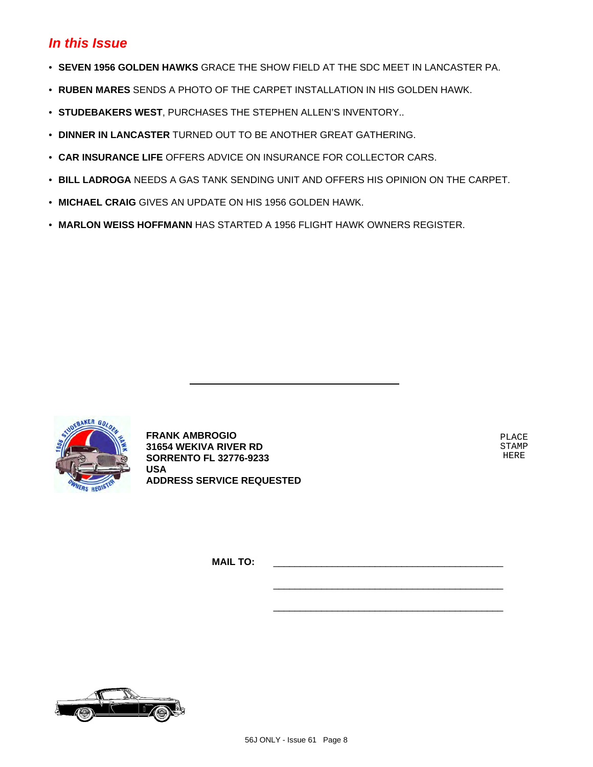## *In this Issue*

- **SEVEN 1956 GOLDEN HAWKS** GRACE THE SHOW FIELD AT THE SDC MEET IN LANCASTER PA.
- **RUBEN MARES** SENDS A PHOTO OF THE CARPET INSTALLATION IN HIS GOLDEN HAWK.
- **STUDEBAKERS WEST**, PURCHASES THE STEPHEN ALLEN'S INVENTORY..
- **DINNER IN LANCASTER** TURNED OUT TO BE ANOTHER GREAT GATHERING.
- **CAR INSURANCE LIFE** OFFERS ADVICE ON INSURANCE FOR COLLECTOR CARS.
- **BILL LADROGA** NEEDS A GAS TANK SENDING UNIT AND OFFERS HIS OPINION ON THE CARPET.
- **MICHAEL CRAIG** GIVES AN UPDATE ON HIS 1956 GOLDEN HAWK.
- **MARLON WEISS HOFFMANN** HAS STARTED A 1956 FLIGHT HAWK OWNERS REGISTER.

---

**FRANK AMBROGIO**
**31654 WEKIVA RIVER RD**
**SORRENTO FL 32776-9233**
**USA**
**ADDRESS SERVICE REQUESTED**

PLACE
STAMP
HERE

**MAIL TO:** ____________________________________________

____________________________________________

____________________________________________